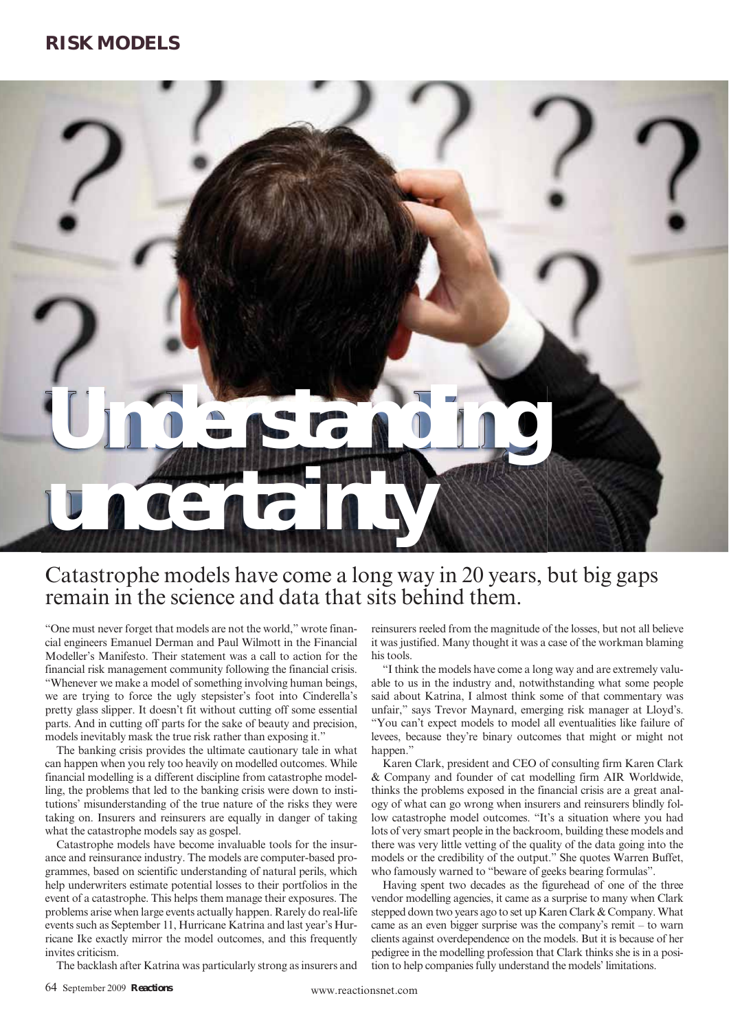# Understanding uncertainty

## Catastrophe models have come a long way in 20 years, but big gaps remain in the science and data that sits behind them.

"One must never forget that models are not the world," wrote financial engineers Emanuel Derman and Paul Wilmott in the Financial Modeller's Manifesto. Their statement was a call to action for the financial risk management community following the financial crisis. "Whenever we make a model of something involving human beings, we are trying to force the ugly stepsister's foot into Cinderella's pretty glass slipper. It doesn't fit without cutting off some essential parts. And in cutting off parts for the sake of beauty and precision, models inevitably mask the true risk rather than exposing it."

The banking crisis provides the ultimate cautionary tale in what can happen when you rely too heavily on modelled outcomes. While financial modelling is a different discipline from catastrophe modelling, the problems that led to the banking crisis were down to institutions' misunderstanding of the true nature of the risks they were taking on. Insurers and reinsurers are equally in danger of taking what the catastrophe models say as gospel.

Catastrophe models have become invaluable tools for the insurance and reinsurance industry. The models are computer-based programmes, based on scientific understanding of natural perils, which help underwriters estimate potential losses to their portfolios in the event of a catastrophe. This helps them manage their exposures. The problems arise when large events actually happen. Rarely do real-life events such as September 11, Hurricane Katrina and last year's Hurricane Ike exactly mirror the model outcomes, and this frequently invites criticism.

The backlash after Katrina was particularly strong as insurers and reinsurers reeled from the magnitude of the losses, but not all believe it was justified. Many thought it was a case of the workman blaming his tools.

"I think the models have come a long way and are extremely valuable to us in the industry and, notwithstanding what some people said about Katrina, I almost think some of that commentary was unfair," says Trevor Maynard, emerging risk manager at Lloyd's. "You can't expect models to model all eventualities like failure of levees, because they're binary outcomes that might or might not happen."

Karen Clark, president and CEO of consulting firm Karen Clark & Company and founder of cat modelling firm AIR Worldwide, thinks the problems exposed in the financial crisis are a great analogy of what can go wrong when insurers and reinsurers blindly follow catastrophe model outcomes. "It's a situation where you had lots of very smart people in the backroom, building these models and there was very little vetting of the quality of the data going into the models or the credibility of the output." She quotes Warren Buffet, who famously warned to "beware of geeks bearing formulas".

Having spent two decades as the figurehead of one of the three vendor modelling agencies, it came as a surprise to many when Clark stepped down two years ago to set up Karen Clark & Company. What came as an even bigger surprise was the company's remit – to warn clients against overdependence on the models. But it is because of her pedigree in the modelling profession that Clark thinks she is in a position to help companies fully understand the models' limitations.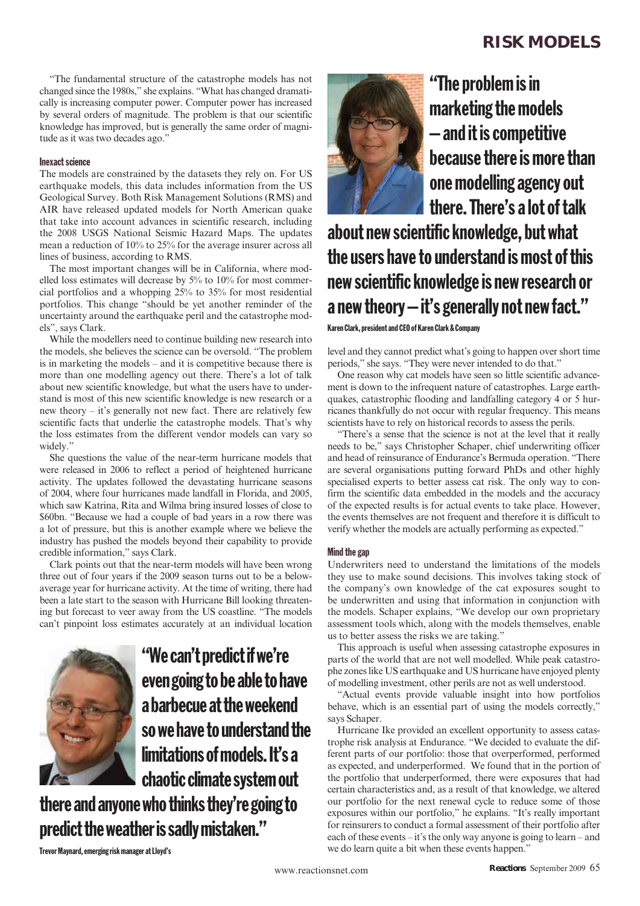"The fundamental structure of the catastrophe models has not changed since the 1980s," she explains. "What has changed dramatically is increasing computer power. Computer power has increased by several orders of magnitude. The problem is that our scientific knowledge has improved, but is generally the same order of magnitude as it was two decades ago."

#### Inexact science

The models are constrained by the datasets they rely on. For US earthquake models, this data includes information from the US Geological Survey. Both Risk Management Solutions (RMS) and AIR have released updated models for North American quake that take into account advances in scientific research, including the 2008 USGS National Seismic Hazard Maps. The updates mean a reduction of 10% to 25% for the average insurer across all lines of business, according to RMS.

The most important changes will be in California, where modelled loss estimates will decrease by 5% to 10% for most commercial portfolios and a whopping 25% to 35% for most residential portfolios. This change "should be yet another reminder of the uncertainty around the earthquake peril and the catastrophe models", says Clark.

While the modellers need to continue building new research into the models, she believes the science can be oversold. "The problem is in marketing the models – and it is competitive because there is more than one modelling agency out there. There's a lot of talk about new scientific knowledge, but what the users have to understand is most of this new scientific knowledge is new research or a new theory – it's generally not new fact. There are relatively few scientific facts that underlie the catastrophe models. That's why the loss estimates from the different vendor models can vary so widely."

She questions the value of the near-term hurricane models that were released in 2006 to reflect a period of heightened hurricane activity. The updates followed the devastating hurricane seasons of 2004, where four hurricanes made landfall in Florida, and 2005, which saw Katrina, Rita and Wilma bring insured losses of close to \$60bn. "Because we had a couple of bad years in a row there was a lot of pressure, but this is another example where we believe the industry has pushed the models beyond their capability to provide credible information," says Clark.

Clark points out that the near-term models will have been wrong three out of four years if the 2009 season turns out to be a below-average year for hurricane activity. At the time of writing, there had been a late start to the season with Hurricane Bill looking threatening but forecast to veer away from the US coastline. "The models can't pinpoint loss estimates accurately at an individual location level and they cannot predict what's going to happen over short time periods," she says. "They were never intended to do that."

> **"The problem is in marketing the models – and it is competitive because there is more than one modelling agency out there. There's a lot of talk about new scientific knowledge, but what the users have to understand is most of this new scientific knowledge is new research or a new theory – it's generally not new fact."**
>
> Karen Clark, president and CEO of Karen Clark & Company

> **"We can't predict if we're even going to be able to have a barbecue at the weekend so we have to understand the limitations of models. It's a chaotic climate system out there and anyone who thinks they're going to predict the weather is sadly mistaken."**
>
> Trevor Maynard, emerging risk manager at Lloyd's

One reason why cat models have seen so little scientific advancement is down to the infrequent nature of catastrophes. Large earthquakes, catastrophic flooding and landfalling category 4 or 5 hurricanes thankfully do not occur with regular frequency. This means scientists have to rely on historical records to assess the perils.

"There's a sense that the science is not at the level that it really needs to be," says Christopher Schaper, chief underwriting officer and head of reinsurance of Endurance's Bermuda operation. "There are several organisations putting forward PhDs and other highly specialised experts to better assess cat risk. The only way to confirm the scientific data embedded in the models and the accuracy of the expected results is for actual events to take place. However, the events themselves are not frequent and therefore it is difficult to verify whether the models are actually performing as expected."

#### Mind the gap

Underwriters need to understand the limitations of the models they use to make sound decisions. This involves taking stock of the company's own knowledge of the cat exposures sought to be underwritten and using that information in conjunction with the models. Schaper explains, "We develop our own proprietary assessment tools which, along with the models themselves, enable us to better assess the risks we are taking."

This approach is useful when assessing catastrophe exposures in parts of the world that are not well modelled. While peak catastrophe zones like US earthquake and US hurricane have enjoyed plenty of modelling investment, other perils are not as well understood.

"Actual events provide valuable insight into how portfolios behave, which is an essential part of using the models correctly," says Schaper.

Hurricane Ike provided an excellent opportunity to assess catastrophe risk analysis at Endurance. "We decided to evaluate the different parts of our portfolio: those that overperformed, performed as expected, and underperformed. We found that in the portion of the portfolio that underperformed, there were exposures that had certain characteristics and, as a result of that knowledge, we altered our portfolio for the next renewal cycle to reduce some of those exposures within our portfolio," he explains. "It's really important for reinsurers to conduct a formal assessment of their portfolio after each of these events – it's the only way anyone is going to learn – and we do learn quite a bit when these events happen."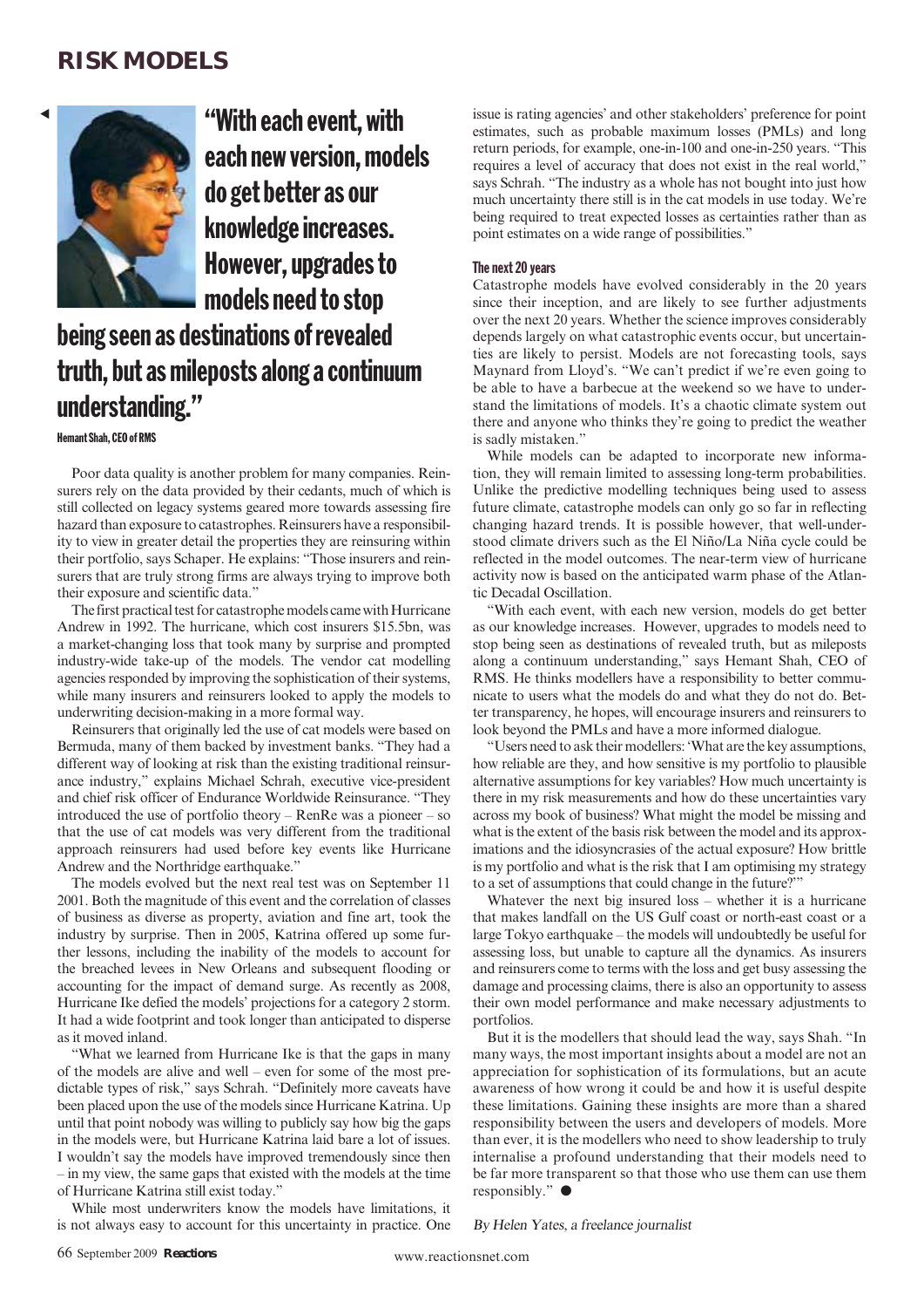## RISK MODELS

> **"With each event, with each new version, models do get better as our knowledge increases. However, upgrades to models need to stop being seen as destinations of revealed truth, but as mileposts along a continuum understanding."**
>
> Hemant Shah, CEO of RMS

Poor data quality is another problem for many companies. Reinsurers rely on the data provided by their cedants, much of which is still collected on legacy systems geared more towards assessing fire hazard than exposure to catastrophes. Reinsurers have a responsibility to view in greater detail the properties they are reinsuring within their portfolio, says Schaper. He explains: "Those insurers and reinsurers that are truly strong firms are always trying to improve both their exposure and scientific data."

The first practical test for catastrophe models came with Hurricane Andrew in 1992. The hurricane, which cost insurers $15.5bn, was a market-changing loss that took many by surprise and prompted industry-wide take-up of the models. The vendor cat modelling agencies responded by improving the sophistication of their systems, while many insurers and reinsurers looked to apply the models to underwriting decision-making in a more formal way.

Reinsurers that originally led the use of cat models were based on Bermuda, many of them backed by investment banks. "They had a different way of looking at risk than the existing traditional reinsurance industry," explains Michael Schrah, executive vice-president and chief risk officer of Endurance Worldwide Reinsurance. "They introduced the use of portfolio theory – RenRe was a pioneer – so that the use of cat models was very different from the traditional approach reinsurers had used before key events like Hurricane Andrew and the Northridge earthquake."

The models evolved but the next real test was on September 11 2001. Both the magnitude of this event and the correlation of classes of business as diverse as property, aviation and fine art, took the industry by surprise. Then in 2005, Katrina offered up some further lessons, including the inability of the models to account for the breached levees in New Orleans and subsequent flooding or accounting for the impact of demand surge. As recently as 2008, Hurricane Ike defied the models' projections for a category 2 storm. It had a wide footprint and took longer than anticipated to disperse as it moved inland.

"What we learned from Hurricane Ike is that the gaps in many of the models are alive and well – even for some of the most predictable types of risk," says Schrah. "Definitely more caveats have been placed upon the use of the models since Hurricane Katrina. Up until that point nobody was willing to publicly say how big the gaps in the models were, but Hurricane Katrina laid bare a lot of issues. I wouldn't say the models have improved tremendously since then – in my view, the same gaps that existed with the models at the time of Hurricane Katrina still exist today."

While most underwriters know the models have limitations, it is not always easy to account for this uncertainty in practice. One issue is rating agencies' and other stakeholders' preference for point estimates, such as probable maximum losses (PMLs) and long return periods, for example, one-in-100 and one-in-250 years. "This requires a level of accuracy that does not exist in the real world," says Schrah. "The industry as a whole has not bought into just how much uncertainty there still is in the cat models in use today. We're being required to treat expected losses as certainties rather than as point estimates on a wide range of possibilities."

### The next 20 years

Catastrophe models have evolved considerably in the 20 years since their inception, and are likely to see further adjustments over the next 20 years. Whether the science improves considerably depends largely on what catastrophic events occur, but uncertainties are likely to persist. Models are not forecasting tools, says Maynard from Lloyd's. "We can't predict if we're even going to be able to have a barbecue at the weekend so we have to understand the limitations of models. It's a chaotic climate system out there and anyone who thinks they're going to predict the weather is sadly mistaken."

While models can be adapted to incorporate new information, they will remain limited to assessing long-term probabilities. Unlike the predictive modelling techniques being used to assess future climate, catastrophe models can only go so far in reflecting changing hazard trends. It is possible however, that well-understood climate drivers such as the El Niño/La Niña cycle could be reflected in the model outcomes. The near-term view of hurricane activity now is based on the anticipated warm phase of the Atlantic Decadal Oscillation.

"With each event, with each new version, models do get better as our knowledge increases. However, upgrades to models need to stop being seen as destinations of revealed truth, but as mileposts along a continuum understanding," says Hemant Shah, CEO of RMS. He thinks modellers have a responsibility to better communicate to users what the models do and what they do not do. Better transparency, he hopes, will encourage insurers and reinsurers to look beyond the PMLs and have a more informed dialogue.

"Users need to ask their modellers: 'What are the key assumptions, how reliable are they, and how sensitive is my portfolio to plausible alternative assumptions for key variables? How much uncertainty is there in my risk measurements and how do these uncertainties vary across my book of business? What might the model be missing and what is the extent of the basis risk between the model and its approximations and the idiosyncrasies of the actual exposure? How brittle is my portfolio and what is the risk that I am optimising my strategy to a set of assumptions that could change in the future?'"

Whatever the next big insured loss – whether it is a hurricane that makes landfall on the US Gulf coast or north-east coast or a large Tokyo earthquake – the models will undoubtedly be useful for assessing loss, but unable to capture all the dynamics. As insurers and reinsurers come to terms with the loss and get busy assessing the damage and processing claims, there is also an opportunity to assess their own model performance and make necessary adjustments to portfolios.

But it is the modellers that should lead the way, says Shah. "In many ways, the most important insights about a model are not an appreciation for sophistication of its formulations, but an acute awareness of how wrong it could be and how it is useful despite these limitations. Gaining these insights are more than a shared responsibility between the users and developers of models. More than ever, it is the modellers who need to show leadership to truly internalise a profound understanding that their models need to be far more transparent so that those who use them can use them responsibly." ●

*By Helen Yates, a freelance journalist*